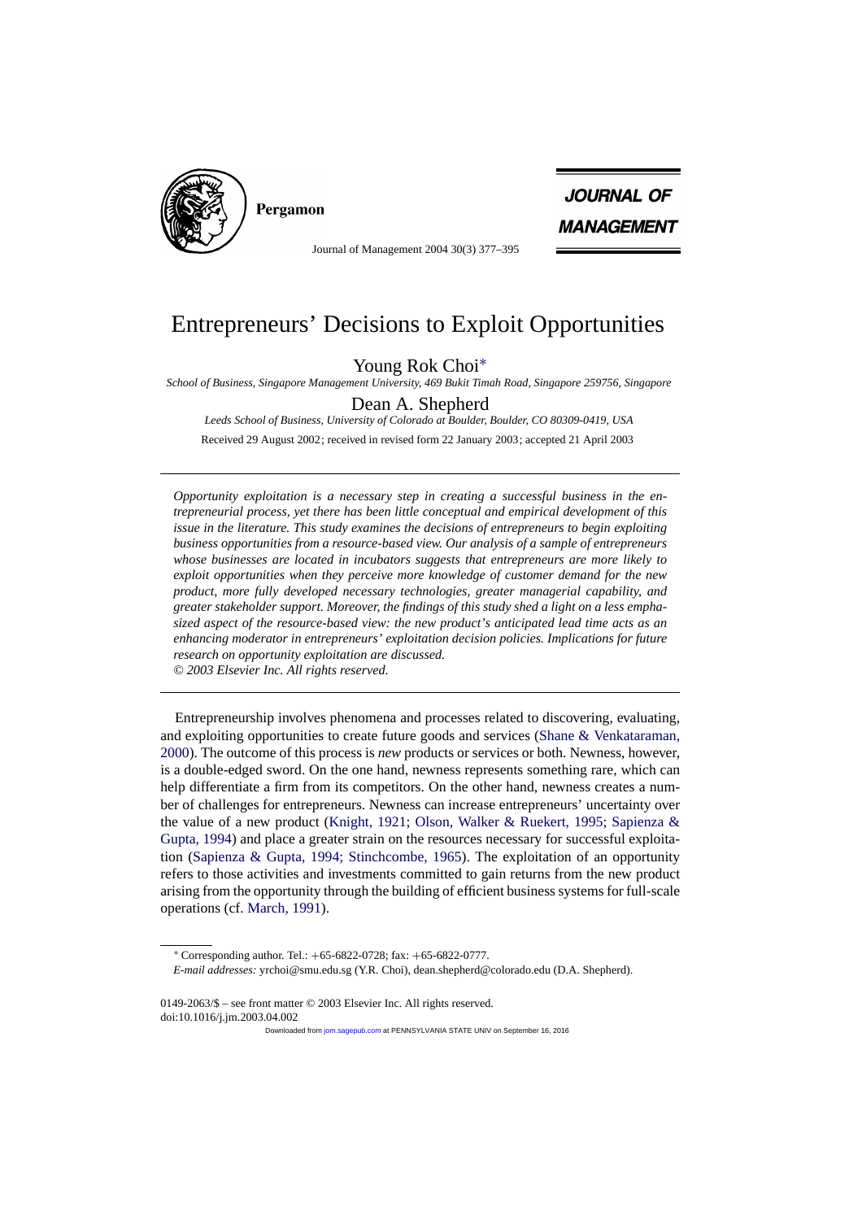# Entrepreneurs' Decisions to Exploit Opportunities

Young Rok Choi*

*School of Business, Singapore Management University, 469 Bukit Timah Road, Singapore 259756, Singapore*

Dean A. Shepherd

*Leeds School of Business, University of Colorado at Boulder, Boulder, CO 80309-0419, USA*

Received 29 August 2002; received in revised form 22 January 2003; accepted 21 April 2003

---

*Opportunity exploitation is a necessary step in creating a successful business in the entrepreneurial process, yet there has been little conceptual and empirical development of this issue in the literature. This study examines the decisions of entrepreneurs to begin exploiting business opportunities from a resource-based view. Our analysis of a sample of entrepreneurs whose businesses are located in incubators suggests that entrepreneurs are more likely to exploit opportunities when they perceive more knowledge of customer demand for the new product, more fully developed necessary technologies, greater managerial capability, and greater stakeholder support. Moreover, the findings of this study shed a light on a less emphasized aspect of the resource-based view: the new product's anticipated lead time acts as an enhancing moderator in entrepreneurs' exploitation decision policies. Implications for future research on opportunity exploitation are discussed.*

*© 2003 Elsevier Inc. All rights reserved.*

---

Entrepreneurship involves phenomena and processes related to discovering, evaluating, and exploiting opportunities to create future goods and services (Shane & Venkataraman, 2000). The outcome of this process is *new* products or services or both. Newness, however, is a double-edged sword. On the one hand, newness represents something rare, which can help differentiate a firm from its competitors. On the other hand, newness creates a number of challenges for entrepreneurs. Newness can increase entrepreneurs' uncertainty over the value of a new product (Knight, 1921; Olson, Walker & Ruekert, 1995; Sapienza & Gupta, 1994) and place a greater strain on the resources necessary for successful exploitation (Sapienza & Gupta, 1994; Stinchcombe, 1965). The exploitation of an opportunity refers to those activities and investments committed to gain returns from the new product arising from the opportunity through the building of efficient business systems for full-scale operations (cf. March, 1991).

---

* Corresponding author. Tel.: +65-6822-0728; fax: +65-6822-0777.

*E-mail addresses:* yrchoi@smu.edu.sg (Y.R. Choi), dean.shepherd@colorado.edu (D.A. Shepherd).

0149-2063/$ – see front matter © 2003 Elsevier Inc. All rights reserved.
doi:10.1016/j.jm.2003.04.002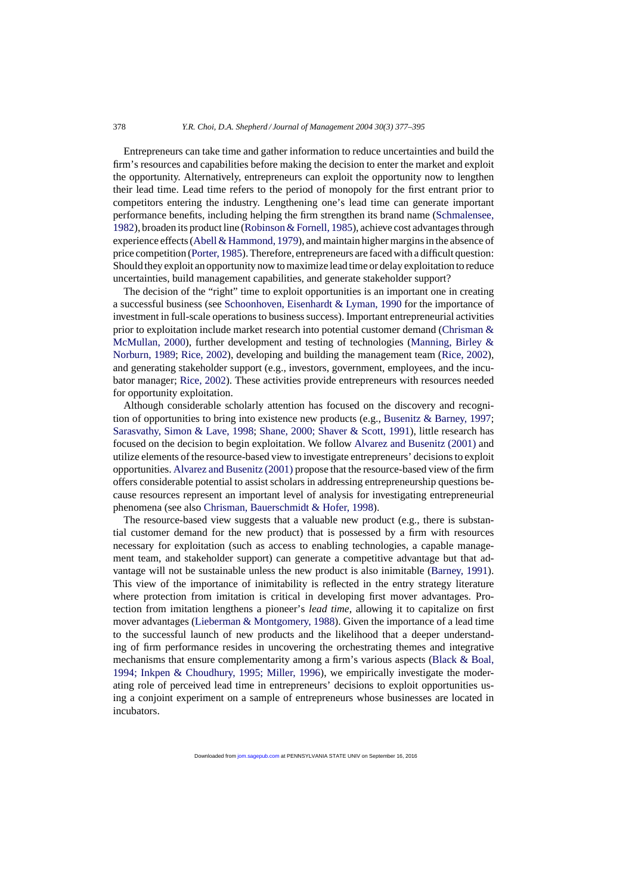Entrepreneurs can take time and gather information to reduce uncertainties and build the firm's resources and capabilities before making the decision to enter the market and exploit the opportunity. Alternatively, entrepreneurs can exploit the opportunity now to lengthen their lead time. Lead time refers to the period of monopoly for the first entrant prior to competitors entering the industry. Lengthening one's lead time can generate important performance benefits, including helping the firm strengthen its brand name (Schmalensee, 1982), broaden its product line (Robinson & Fornell, 1985), achieve cost advantages through experience effects (Abell & Hammond, 1979), and maintain higher margins in the absence of price competition (Porter, 1985). Therefore, entrepreneurs are faced with a difficult question: Should they exploit an opportunity now to maximize lead time or delay exploitation to reduce uncertainties, build management capabilities, and generate stakeholder support?

The decision of the "right" time to exploit opportunities is an important one in creating a successful business (see Schoonhoven, Eisenhardt & Lyman, 1990 for the importance of investment in full-scale operations to business success). Important entrepreneurial activities prior to exploitation include market research into potential customer demand (Chrisman & McMullan, 2000), further development and testing of technologies (Manning, Birley & Norburn, 1989; Rice, 2002), developing and building the management team (Rice, 2002), and generating stakeholder support (e.g., investors, government, employees, and the incubator manager; Rice, 2002). These activities provide entrepreneurs with resources needed for opportunity exploitation.

Although considerable scholarly attention has focused on the discovery and recognition of opportunities to bring into existence new products (e.g., Busenitz & Barney, 1997; Sarasvathy, Simon & Lave, 1998; Shane, 2000; Shaver & Scott, 1991), little research has focused on the decision to begin exploitation. We follow Alvarez and Busenitz (2001) and utilize elements of the resource-based view to investigate entrepreneurs' decisions to exploit opportunities. Alvarez and Busenitz (2001) propose that the resource-based view of the firm offers considerable potential to assist scholars in addressing entrepreneurship questions because resources represent an important level of analysis for investigating entrepreneurial phenomena (see also Chrisman, Bauerschmidt & Hofer, 1998).

The resource-based view suggests that a valuable new product (e.g., there is substantial customer demand for the new product) that is possessed by a firm with resources necessary for exploitation (such as access to enabling technologies, a capable management team, and stakeholder support) can generate a competitive advantage but that advantage will not be sustainable unless the new product is also inimitable (Barney, 1991). This view of the importance of inimitability is reflected in the entry strategy literature where protection from imitation is critical in developing first mover advantages. Protection from imitation lengthens a pioneer's *lead time*, allowing it to capitalize on first mover advantages (Lieberman & Montgomery, 1988). Given the importance of a lead time to the successful launch of new products and the likelihood that a deeper understanding of firm performance resides in uncovering the orchestrating themes and integrative mechanisms that ensure complementarity among a firm's various aspects (Black & Boal, 1994; Inkpen & Choudhury, 1995; Miller, 1996), we empirically investigate the moderating role of perceived lead time in entrepreneurs' decisions to exploit opportunities using a conjoint experiment on a sample of entrepreneurs whose businesses are located in incubators.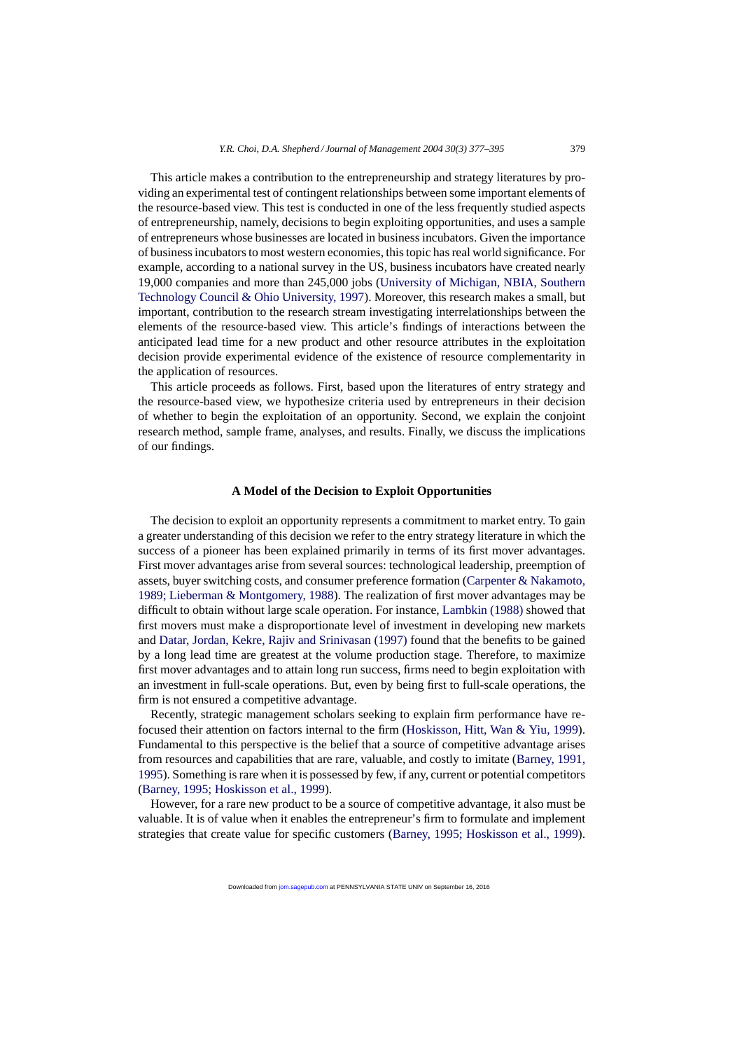This article makes a contribution to the entrepreneurship and strategy literatures by providing an experimental test of contingent relationships between some important elements of the resource-based view. This test is conducted in one of the less frequently studied aspects of entrepreneurship, namely, decisions to begin exploiting opportunities, and uses a sample of entrepreneurs whose businesses are located in business incubators. Given the importance of business incubators to most western economies, this topic has real world significance. For example, according to a national survey in the US, business incubators have created nearly 19,000 companies and more than 245,000 jobs (University of Michigan, NBIA, Southern Technology Council & Ohio University, 1997). Moreover, this research makes a small, but important, contribution to the research stream investigating interrelationships between the elements of the resource-based view. This article's findings of interactions between the anticipated lead time for a new product and other resource attributes in the exploitation decision provide experimental evidence of the existence of resource complementarity in the application of resources.

This article proceeds as follows. First, based upon the literatures of entry strategy and the resource-based view, we hypothesize criteria used by entrepreneurs in their decision of whether to begin the exploitation of an opportunity. Second, we explain the conjoint research method, sample frame, analyses, and results. Finally, we discuss the implications of our findings.

## A Model of the Decision to Exploit Opportunities

The decision to exploit an opportunity represents a commitment to market entry. To gain a greater understanding of this decision we refer to the entry strategy literature in which the success of a pioneer has been explained primarily in terms of its first mover advantages. First mover advantages arise from several sources: technological leadership, preemption of assets, buyer switching costs, and consumer preference formation (Carpenter & Nakamoto, 1989; Lieberman & Montgomery, 1988). The realization of first mover advantages may be difficult to obtain without large scale operation. For instance, Lambkin (1988) showed that first movers must make a disproportionate level of investment in developing new markets and Datar, Jordan, Kekre, Rajiv and Srinivasan (1997) found that the benefits to be gained by a long lead time are greatest at the volume production stage. Therefore, to maximize first mover advantages and to attain long run success, firms need to begin exploitation with an investment in full-scale operations. But, even by being first to full-scale operations, the firm is not ensured a competitive advantage.

Recently, strategic management scholars seeking to explain firm performance have refocused their attention on factors internal to the firm (Hoskisson, Hitt, Wan & Yiu, 1999). Fundamental to this perspective is the belief that a source of competitive advantage arises from resources and capabilities that are rare, valuable, and costly to imitate (Barney, 1991, 1995). Something is rare when it is possessed by few, if any, current or potential competitors (Barney, 1995; Hoskisson et al., 1999).

However, for a rare new product to be a source of competitive advantage, it also must be valuable. It is of value when it enables the entrepreneur's firm to formulate and implement strategies that create value for specific customers (Barney, 1995; Hoskisson et al., 1999).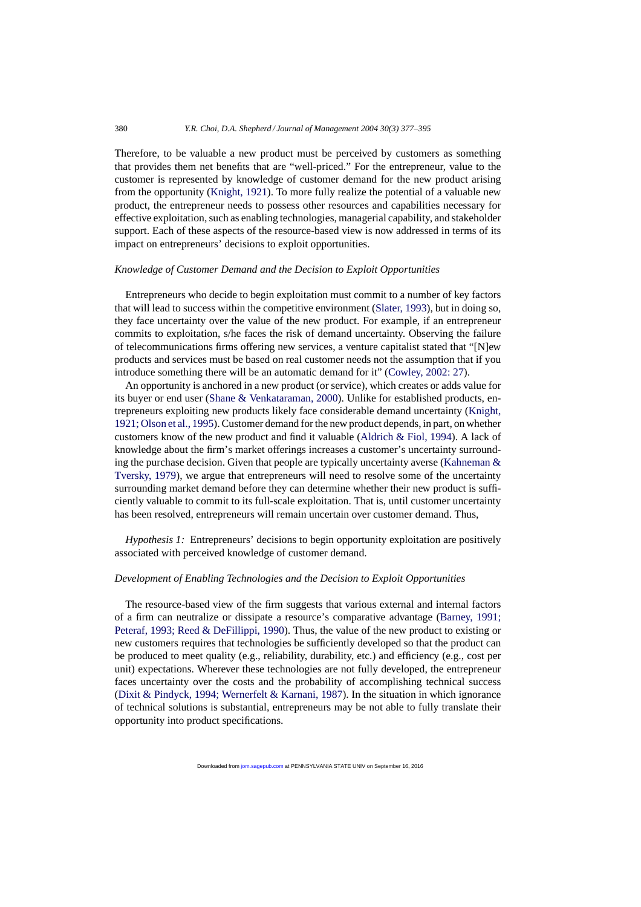Therefore, to be valuable a new product must be perceived by customers as something that provides them net benefits that are "well-priced." For the entrepreneur, value to the customer is represented by knowledge of customer demand for the new product arising from the opportunity (Knight, 1921). To more fully realize the potential of a valuable new product, the entrepreneur needs to possess other resources and capabilities necessary for effective exploitation, such as enabling technologies, managerial capability, and stakeholder support. Each of these aspects of the resource-based view is now addressed in terms of its impact on entrepreneurs' decisions to exploit opportunities.

### *Knowledge of Customer Demand and the Decision to Exploit Opportunities*

Entrepreneurs who decide to begin exploitation must commit to a number of key factors that will lead to success within the competitive environment (Slater, 1993), but in doing so, they face uncertainty over the value of the new product. For example, if an entrepreneur commits to exploitation, s/he faces the risk of demand uncertainty. Observing the failure of telecommunications firms offering new services, a venture capitalist stated that "[N]ew products and services must be based on real customer needs not the assumption that if you introduce something there will be an automatic demand for it" (Cowley, 2002: 27).

An opportunity is anchored in a new product (or service), which creates or adds value for its buyer or end user (Shane & Venkataraman, 2000). Unlike for established products, entrepreneurs exploiting new products likely face considerable demand uncertainty (Knight, 1921; Olson et al., 1995). Customer demand for the new product depends, in part, on whether customers know of the new product and find it valuable (Aldrich & Fiol, 1994). A lack of knowledge about the firm's market offerings increases a customer's uncertainty surrounding the purchase decision. Given that people are typically uncertainty averse (Kahneman & Tversky, 1979), we argue that entrepreneurs will need to resolve some of the uncertainty surrounding market demand before they can determine whether their new product is sufficiently valuable to commit to its full-scale exploitation. That is, until customer uncertainty has been resolved, entrepreneurs will remain uncertain over customer demand. Thus,

*Hypothesis 1:* Entrepreneurs' decisions to begin opportunity exploitation are positively associated with perceived knowledge of customer demand.

### *Development of Enabling Technologies and the Decision to Exploit Opportunities*

The resource-based view of the firm suggests that various external and internal factors of a firm can neutralize or dissipate a resource's comparative advantage (Barney, 1991; Peteraf, 1993; Reed & DeFillippi, 1990). Thus, the value of the new product to existing or new customers requires that technologies be sufficiently developed so that the product can be produced to meet quality (e.g., reliability, durability, etc.) and efficiency (e.g., cost per unit) expectations. Wherever these technologies are not fully developed, the entrepreneur faces uncertainty over the costs and the probability of accomplishing technical success (Dixit & Pindyck, 1994; Wernerfelt & Karnani, 1987). In the situation in which ignorance of technical solutions is substantial, entrepreneurs may be not able to fully translate their opportunity into product specifications.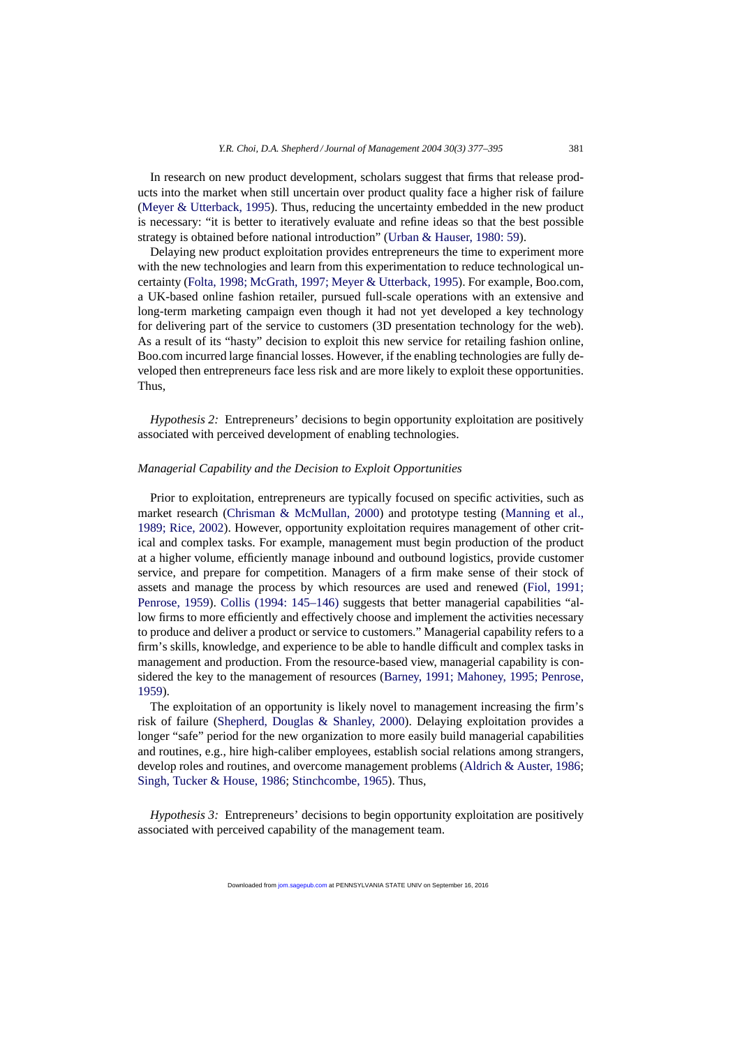In research on new product development, scholars suggest that firms that release products into the market when still uncertain over product quality face a higher risk of failure (Meyer & Utterback, 1995). Thus, reducing the uncertainty embedded in the new product is necessary: "it is better to iteratively evaluate and refine ideas so that the best possible strategy is obtained before national introduction" (Urban & Hauser, 1980: 59).

Delaying new product exploitation provides entrepreneurs the time to experiment more with the new technologies and learn from this experimentation to reduce technological uncertainty (Folta, 1998; McGrath, 1997; Meyer & Utterback, 1995). For example, Boo.com, a UK-based online fashion retailer, pursued full-scale operations with an extensive and long-term marketing campaign even though it had not yet developed a key technology for delivering part of the service to customers (3D presentation technology for the web). As a result of its "hasty" decision to exploit this new service for retailing fashion online, Boo.com incurred large financial losses. However, if the enabling technologies are fully developed then entrepreneurs face less risk and are more likely to exploit these opportunities. Thus,

*Hypothesis 2:* Entrepreneurs' decisions to begin opportunity exploitation are positively associated with perceived development of enabling technologies.

### *Managerial Capability and the Decision to Exploit Opportunities*

Prior to exploitation, entrepreneurs are typically focused on specific activities, such as market research (Chrisman & McMullan, 2000) and prototype testing (Manning et al., 1989; Rice, 2002). However, opportunity exploitation requires management of other critical and complex tasks. For example, management must begin production of the product at a higher volume, efficiently manage inbound and outbound logistics, provide customer service, and prepare for competition. Managers of a firm make sense of their stock of assets and manage the process by which resources are used and renewed (Fiol, 1991; Penrose, 1959). Collis (1994: 145–146) suggests that better managerial capabilities "allow firms to more efficiently and effectively choose and implement the activities necessary to produce and deliver a product or service to customers." Managerial capability refers to a firm's skills, knowledge, and experience to be able to handle difficult and complex tasks in management and production. From the resource-based view, managerial capability is considered the key to the management of resources (Barney, 1991; Mahoney, 1995; Penrose, 1959).

The exploitation of an opportunity is likely novel to management increasing the firm's risk of failure (Shepherd, Douglas & Shanley, 2000). Delaying exploitation provides a longer "safe" period for the new organization to more easily build managerial capabilities and routines, e.g., hire high-caliber employees, establish social relations among strangers, develop roles and routines, and overcome management problems (Aldrich & Auster, 1986; Singh, Tucker & House, 1986; Stinchcombe, 1965). Thus,

*Hypothesis 3:* Entrepreneurs' decisions to begin opportunity exploitation are positively associated with perceived capability of the management team.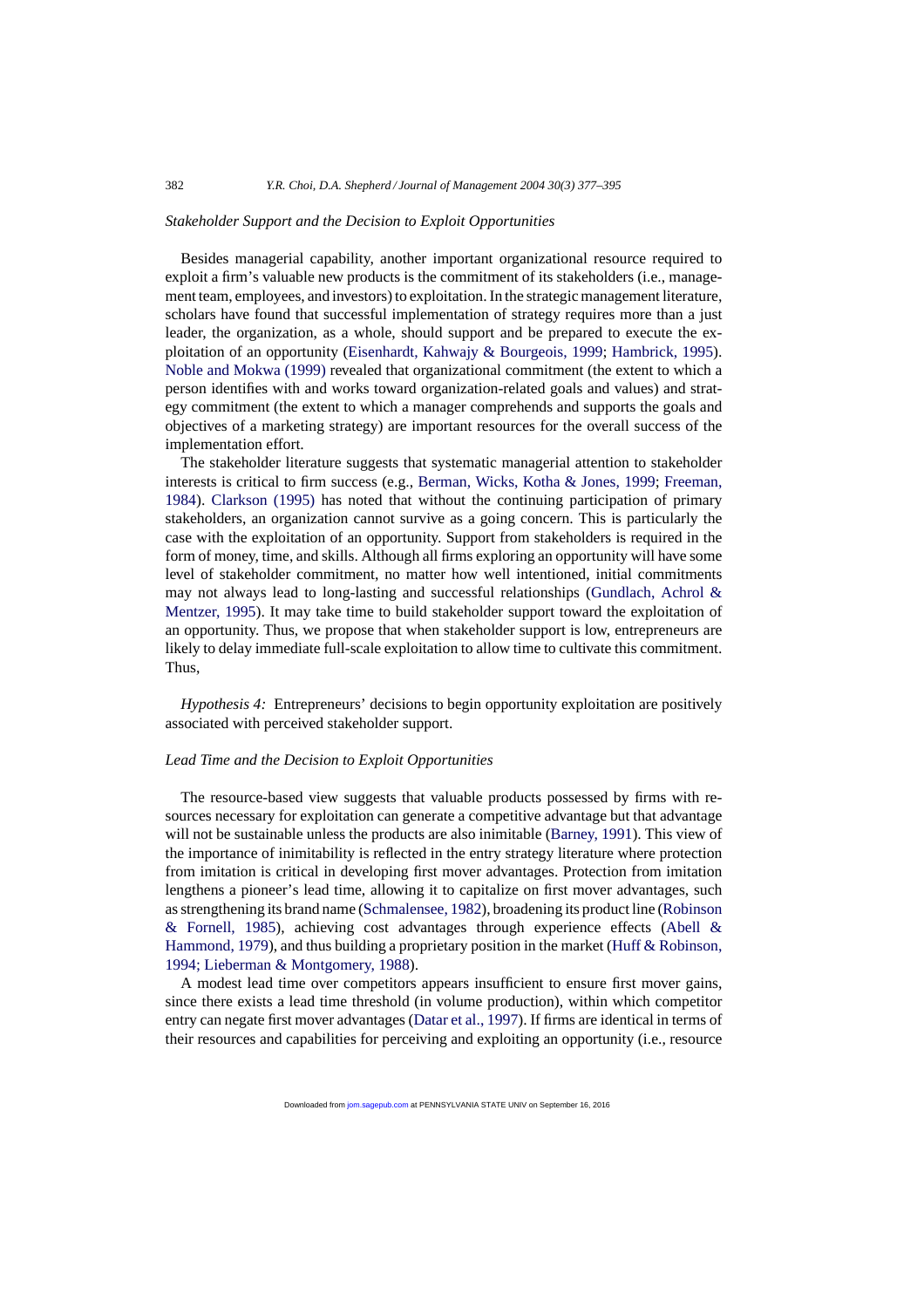### *Stakeholder Support and the Decision to Exploit Opportunities*

Besides managerial capability, another important organizational resource required to exploit a firm's valuable new products is the commitment of its stakeholders (i.e., management team, employees, and investors) to exploitation. In the strategic management literature, scholars have found that successful implementation of strategy requires more than a just leader, the organization, as a whole, should support and be prepared to execute the exploitation of an opportunity (Eisenhardt, Kahwajy & Bourgeois, 1999; Hambrick, 1995). Noble and Mokwa (1999) revealed that organizational commitment (the extent to which a person identifies with and works toward organization-related goals and values) and strategy commitment (the extent to which a manager comprehends and supports the goals and objectives of a marketing strategy) are important resources for the overall success of the implementation effort.

The stakeholder literature suggests that systematic managerial attention to stakeholder interests is critical to firm success (e.g., Berman, Wicks, Kotha & Jones, 1999; Freeman, 1984). Clarkson (1995) has noted that without the continuing participation of primary stakeholders, an organization cannot survive as a going concern. This is particularly the case with the exploitation of an opportunity. Support from stakeholders is required in the form of money, time, and skills. Although all firms exploring an opportunity will have some level of stakeholder commitment, no matter how well intentioned, initial commitments may not always lead to long-lasting and successful relationships (Gundlach, Achrol & Mentzer, 1995). It may take time to build stakeholder support toward the exploitation of an opportunity. Thus, we propose that when stakeholder support is low, entrepreneurs are likely to delay immediate full-scale exploitation to allow time to cultivate this commitment. Thus,

*Hypothesis 4:* Entrepreneurs' decisions to begin opportunity exploitation are positively associated with perceived stakeholder support.

### *Lead Time and the Decision to Exploit Opportunities*

The resource-based view suggests that valuable products possessed by firms with resources necessary for exploitation can generate a competitive advantage but that advantage will not be sustainable unless the products are also inimitable (Barney, 1991). This view of the importance of inimitability is reflected in the entry strategy literature where protection from imitation is critical in developing first mover advantages. Protection from imitation lengthens a pioneer's lead time, allowing it to capitalize on first mover advantages, such as strengthening its brand name (Schmalensee, 1982), broadening its product line (Robinson & Fornell, 1985), achieving cost advantages through experience effects (Abell & Hammond, 1979), and thus building a proprietary position in the market (Huff & Robinson, 1994; Lieberman & Montgomery, 1988).

A modest lead time over competitors appears insufficient to ensure first mover gains, since there exists a lead time threshold (in volume production), within which competitor entry can negate first mover advantages (Datar et al., 1997). If firms are identical in terms of their resources and capabilities for perceiving and exploiting an opportunity (i.e., resource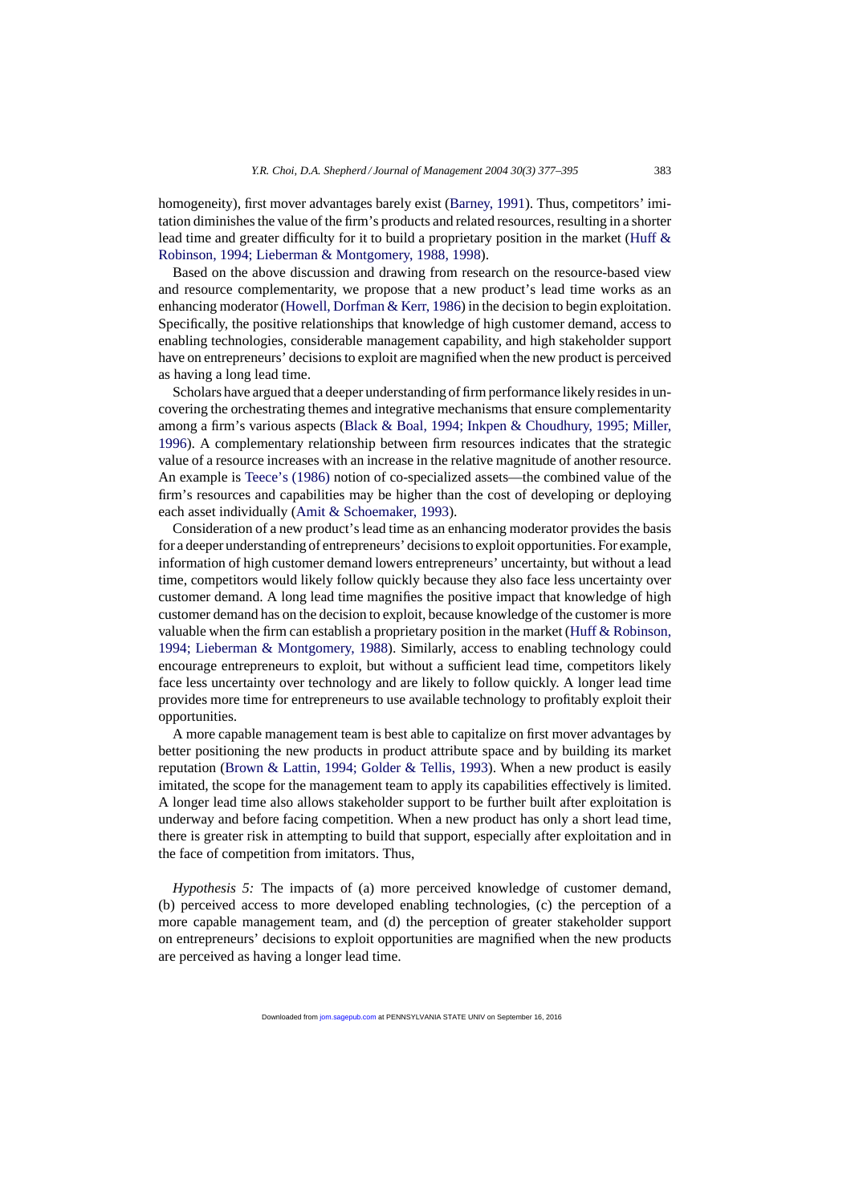homogeneity), first mover advantages barely exist (Barney, 1991). Thus, competitors' imitation diminishes the value of the firm's products and related resources, resulting in a shorter lead time and greater difficulty for it to build a proprietary position in the market (Huff & Robinson, 1994; Lieberman & Montgomery, 1988, 1998).

Based on the above discussion and drawing from research on the resource-based view and resource complementarity, we propose that a new product's lead time works as an enhancing moderator (Howell, Dorfman & Kerr, 1986) in the decision to begin exploitation. Specifically, the positive relationships that knowledge of high customer demand, access to enabling technologies, considerable management capability, and high stakeholder support have on entrepreneurs' decisions to exploit are magnified when the new product is perceived as having a long lead time.

Scholars have argued that a deeper understanding of firm performance likely resides in uncovering the orchestrating themes and integrative mechanisms that ensure complementarity among a firm's various aspects (Black & Boal, 1994; Inkpen & Choudhury, 1995; Miller, 1996). A complementary relationship between firm resources indicates that the strategic value of a resource increases with an increase in the relative magnitude of another resource. An example is Teece's (1986) notion of co-specialized assets—the combined value of the firm's resources and capabilities may be higher than the cost of developing or deploying each asset individually (Amit & Schoemaker, 1993).

Consideration of a new product's lead time as an enhancing moderator provides the basis for a deeper understanding of entrepreneurs' decisions to exploit opportunities. For example, information of high customer demand lowers entrepreneurs' uncertainty, but without a lead time, competitors would likely follow quickly because they also face less uncertainty over customer demand. A long lead time magnifies the positive impact that knowledge of high customer demand has on the decision to exploit, because knowledge of the customer is more valuable when the firm can establish a proprietary position in the market (Huff & Robinson, 1994; Lieberman & Montgomery, 1988). Similarly, access to enabling technology could encourage entrepreneurs to exploit, but without a sufficient lead time, competitors likely face less uncertainty over technology and are likely to follow quickly. A longer lead time provides more time for entrepreneurs to use available technology to profitably exploit their opportunities.

A more capable management team is best able to capitalize on first mover advantages by better positioning the new products in product attribute space and by building its market reputation (Brown & Lattin, 1994; Golder & Tellis, 1993). When a new product is easily imitated, the scope for the management team to apply its capabilities effectively is limited. A longer lead time also allows stakeholder support to be further built after exploitation is underway and before facing competition. When a new product has only a short lead time, there is greater risk in attempting to build that support, especially after exploitation and in the face of competition from imitators. Thus,

*Hypothesis 5:* The impacts of (a) more perceived knowledge of customer demand, (b) perceived access to more developed enabling technologies, (c) the perception of a more capable management team, and (d) the perception of greater stakeholder support on entrepreneurs' decisions to exploit opportunities are magnified when the new products are perceived as having a longer lead time.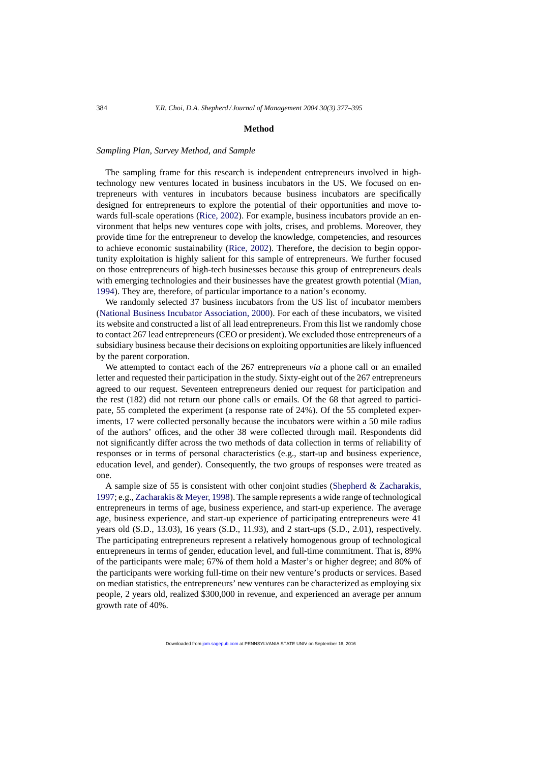## Method

### *Sampling Plan, Survey Method, and Sample*

The sampling frame for this research is independent entrepreneurs involved in high-technology new ventures located in business incubators in the US. We focused on entrepreneurs with ventures in incubators because business incubators are specifically designed for entrepreneurs to explore the potential of their opportunities and move towards full-scale operations (Rice, 2002). For example, business incubators provide an environment that helps new ventures cope with jolts, crises, and problems. Moreover, they provide time for the entrepreneur to develop the knowledge, competencies, and resources to achieve economic sustainability (Rice, 2002). Therefore, the decision to begin opportunity exploitation is highly salient for this sample of entrepreneurs. We further focused on those entrepreneurs of high-tech businesses because this group of entrepreneurs deals with emerging technologies and their businesses have the greatest growth potential (Mian, 1994). They are, therefore, of particular importance to a nation's economy.

We randomly selected 37 business incubators from the US list of incubator members (National Business Incubator Association, 2000). For each of these incubators, we visited its website and constructed a list of all lead entrepreneurs. From this list we randomly chose to contact 267 lead entrepreneurs (CEO or president). We excluded those entrepreneurs of a subsidiary business because their decisions on exploiting opportunities are likely influenced by the parent corporation.

We attempted to contact each of the 267 entrepreneurs *via* a phone call or an emailed letter and requested their participation in the study. Sixty-eight out of the 267 entrepreneurs agreed to our request. Seventeen entrepreneurs denied our request for participation and the rest (182) did not return our phone calls or emails. Of the 68 that agreed to participate, 55 completed the experiment (a response rate of 24%). Of the 55 completed experiments, 17 were collected personally because the incubators were within a 50 mile radius of the authors' offices, and the other 38 were collected through mail. Respondents did not significantly differ across the two methods of data collection in terms of reliability of responses or in terms of personal characteristics (e.g., start-up and business experience, education level, and gender). Consequently, the two groups of responses were treated as one.

A sample size of 55 is consistent with other conjoint studies (Shepherd & Zacharakis, 1997; e.g., Zacharakis & Meyer, 1998). The sample represents a wide range of technological entrepreneurs in terms of age, business experience, and start-up experience. The average age, business experience, and start-up experience of participating entrepreneurs were 41 years old (S.D., 13.03), 16 years (S.D., 11.93), and 2 start-ups (S.D., 2.01), respectively. The participating entrepreneurs represent a relatively homogenous group of technological entrepreneurs in terms of gender, education level, and full-time commitment. That is, 89% of the participants were male; 67% of them hold a Master's or higher degree; and 80% of the participants were working full-time on their new venture's products or services. Based on median statistics, the entrepreneurs' new ventures can be characterized as employing six people, 2 years old, realized $300,000 in revenue, and experienced an average per annum growth rate of 40%.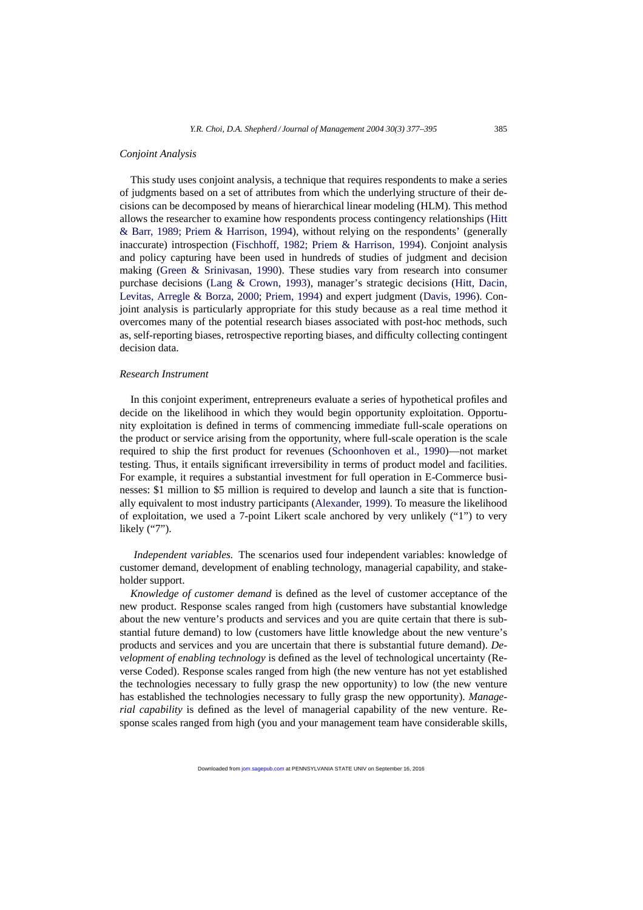### *Conjoint Analysis*

This study uses conjoint analysis, a technique that requires respondents to make a series of judgments based on a set of attributes from which the underlying structure of their decisions can be decomposed by means of hierarchical linear modeling (HLM). This method allows the researcher to examine how respondents process contingency relationships (Hitt & Barr, 1989; Priem & Harrison, 1994), without relying on the respondents' (generally inaccurate) introspection (Fischhoff, 1982; Priem & Harrison, 1994). Conjoint analysis and policy capturing have been used in hundreds of studies of judgment and decision making (Green & Srinivasan, 1990). These studies vary from research into consumer purchase decisions (Lang & Crown, 1993), manager's strategic decisions (Hitt, Dacin, Levitas, Arregle & Borza, 2000; Priem, 1994) and expert judgment (Davis, 1996). Conjoint analysis is particularly appropriate for this study because as a real time method it overcomes many of the potential research biases associated with post-hoc methods, such as, self-reporting biases, retrospective reporting biases, and difficulty collecting contingent decision data.

### *Research Instrument*

In this conjoint experiment, entrepreneurs evaluate a series of hypothetical profiles and decide on the likelihood in which they would begin opportunity exploitation. Opportunity exploitation is defined in terms of commencing immediate full-scale operations on the product or service arising from the opportunity, where full-scale operation is the scale required to ship the first product for revenues (Schoonhoven et al., 1990)—not market testing. Thus, it entails significant irreversibility in terms of product model and facilities. For example, it requires a substantial investment for full operation in E-Commerce businesses: \$1 million to \$5 million is required to develop and launch a site that is functionally equivalent to most industry participants (Alexander, 1999). To measure the likelihood of exploitation, we used a 7-point Likert scale anchored by very unlikely ("1") to very likely ("7").

*Independent variables.* The scenarios used four independent variables: knowledge of customer demand, development of enabling technology, managerial capability, and stakeholder support.

*Knowledge of customer demand* is defined as the level of customer acceptance of the new product. Response scales ranged from high (customers have substantial knowledge about the new venture's products and services and you are quite certain that there is substantial future demand) to low (customers have little knowledge about the new venture's products and services and you are uncertain that there is substantial future demand). *Development of enabling technology* is defined as the level of technological uncertainty (Reverse Coded). Response scales ranged from high (the new venture has not yet established the technologies necessary to fully grasp the new opportunity) to low (the new venture has established the technologies necessary to fully grasp the new opportunity). *Managerial capability* is defined as the level of managerial capability of the new venture. Response scales ranged from high (you and your management team have considerable skills,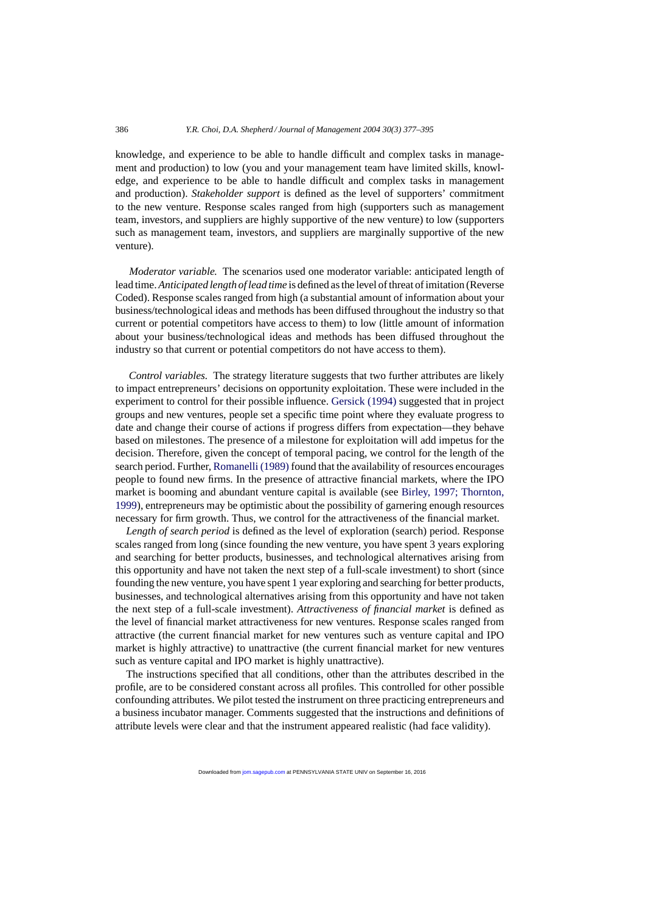knowledge, and experience to be able to handle difficult and complex tasks in management and production) to low (you and your management team have limited skills, knowledge, and experience to be able to handle difficult and complex tasks in management and production). *Stakeholder support* is defined as the level of supporters' commitment to the new venture. Response scales ranged from high (supporters such as management team, investors, and suppliers are highly supportive of the new venture) to low (supporters such as management team, investors, and suppliers are marginally supportive of the new venture).

*Moderator variable.* The scenarios used one moderator variable: anticipated length of lead time. *Anticipated length of lead time* is defined as the level of threat of imitation (Reverse Coded). Response scales ranged from high (a substantial amount of information about your business/technological ideas and methods has been diffused throughout the industry so that current or potential competitors have access to them) to low (little amount of information about your business/technological ideas and methods has been diffused throughout the industry so that current or potential competitors do not have access to them).

*Control variables.* The strategy literature suggests that two further attributes are likely to impact entrepreneurs' decisions on opportunity exploitation. These were included in the experiment to control for their possible influence. Gersick (1994) suggested that in project groups and new ventures, people set a specific time point where they evaluate progress to date and change their course of actions if progress differs from expectation—they behave based on milestones. The presence of a milestone for exploitation will add impetus for the decision. Therefore, given the concept of temporal pacing, we control for the length of the search period. Further, Romanelli (1989) found that the availability of resources encourages people to found new firms. In the presence of attractive financial markets, where the IPO market is booming and abundant venture capital is available (see Birley, 1997; Thornton, 1999), entrepreneurs may be optimistic about the possibility of garnering enough resources necessary for firm growth. Thus, we control for the attractiveness of the financial market.

*Length of search period* is defined as the level of exploration (search) period. Response scales ranged from long (since founding the new venture, you have spent 3 years exploring and searching for better products, businesses, and technological alternatives arising from this opportunity and have not taken the next step of a full-scale investment) to short (since founding the new venture, you have spent 1 year exploring and searching for better products, businesses, and technological alternatives arising from this opportunity and have not taken the next step of a full-scale investment). *Attractiveness of financial market* is defined as the level of financial market attractiveness for new ventures. Response scales ranged from attractive (the current financial market for new ventures such as venture capital and IPO market is highly attractive) to unattractive (the current financial market for new ventures such as venture capital and IPO market is highly unattractive).

The instructions specified that all conditions, other than the attributes described in the profile, are to be considered constant across all profiles. This controlled for other possible confounding attributes. We pilot tested the instrument on three practicing entrepreneurs and a business incubator manager. Comments suggested that the instructions and definitions of attribute levels were clear and that the instrument appeared realistic (had face validity).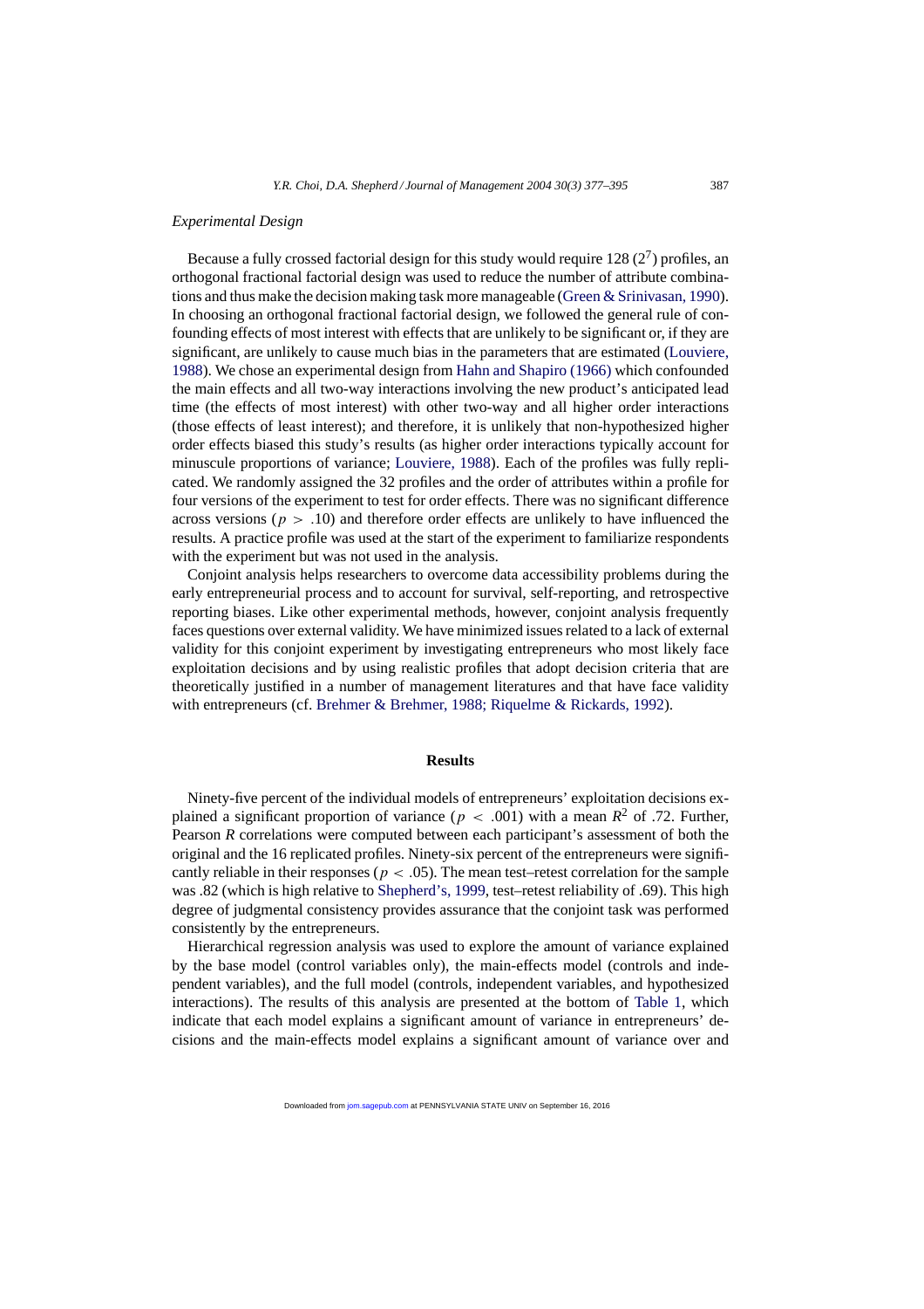### *Experimental Design*

Because a fully crossed factorial design for this study would require 128 ($2^7$) profiles, an orthogonal fractional factorial design was used to reduce the number of attribute combinations and thus make the decision making task more manageable (Green & Srinivasan, 1990). In choosing an orthogonal fractional factorial design, we followed the general rule of confounding effects of most interest with effects that are unlikely to be significant or, if they are significant, are unlikely to cause much bias in the parameters that are estimated (Louviere, 1988). We chose an experimental design from Hahn and Shapiro (1966) which confounded the main effects and all two-way interactions involving the new product's anticipated lead time (the effects of most interest) with other two-way and all higher order interactions (those effects of least interest); and therefore, it is unlikely that non-hypothesized higher order effects biased this study's results (as higher order interactions typically account for minuscule proportions of variance; Louviere, 1988). Each of the profiles was fully replicated. We randomly assigned the 32 profiles and the order of attributes within a profile for four versions of the experiment to test for order effects. There was no significant difference across versions ($p > .10$) and therefore order effects are unlikely to have influenced the results. A practice profile was used at the start of the experiment to familiarize respondents with the experiment but was not used in the analysis.

Conjoint analysis helps researchers to overcome data accessibility problems during the early entrepreneurial process and to account for survival, self-reporting, and retrospective reporting biases. Like other experimental methods, however, conjoint analysis frequently faces questions over external validity. We have minimized issues related to a lack of external validity for this conjoint experiment by investigating entrepreneurs who most likely face exploitation decisions and by using realistic profiles that adopt decision criteria that are theoretically justified in a number of management literatures and that have face validity with entrepreneurs (cf. Brehmer & Brehmer, 1988; Riquelme & Rickards, 1992).

## Results

Ninety-five percent of the individual models of entrepreneurs' exploitation decisions explained a significant proportion of variance ($p < .001$) with a mean $R^2$ of .72. Further, Pearson *R* correlations were computed between each participant's assessment of both the original and the 16 replicated profiles. Ninety-six percent of the entrepreneurs were significantly reliable in their responses ($p < .05$). The mean test–retest correlation for the sample was .82 (which is high relative to Shepherd's, 1999, test–retest reliability of .69). This high degree of judgmental consistency provides assurance that the conjoint task was performed consistently by the entrepreneurs.

Hierarchical regression analysis was used to explore the amount of variance explained by the base model (control variables only), the main-effects model (controls and independent variables), and the full model (controls, independent variables, and hypothesized interactions). The results of this analysis are presented at the bottom of Table 1, which indicate that each model explains a significant amount of variance in entrepreneurs' decisions and the main-effects model explains a significant amount of variance over and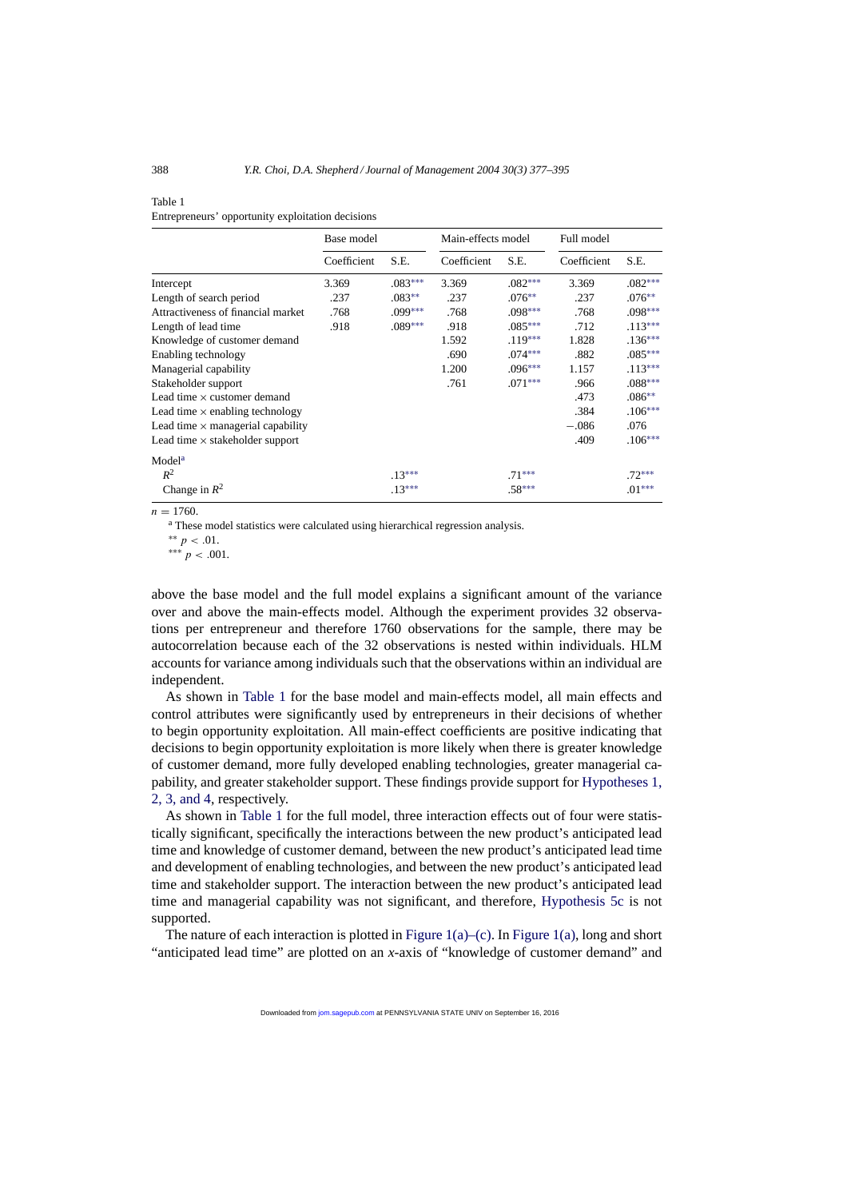Table 1
Entrepreneurs' opportunity exploitation decisions

| | Base model | | Main-effects model | | Full model | |
|---|---|---|---|---|---|---|
| | Coefficient | S.E. | Coefficient | S.E. | Coefficient | S.E. |
| Intercept | 3.369 | .083*** | 3.369 | .082*** | 3.369 | .082*** |
| Length of search period | .237 | .083** | .237 | .076** | .237 | .076** |
| Attractiveness of financial market | .768 | .099*** | .768 | .098*** | .768 | .098*** |
| Length of lead time | .918 | .089*** | .918 | .085*** | .712 | .113*** |
| Knowledge of customer demand | | | 1.592 | .119*** | 1.828 | .136*** |
| Enabling technology | | | .690 | .074*** | .882 | .085*** |
| Managerial capability | | | 1.200 | .096*** | 1.157 | .113*** |
| Stakeholder support | | | .761 | .071*** | .966 | .088*** |
| Lead time × customer demand | | | | | .473 | .086** |
| Lead time × enabling technology | | | | | .384 | .106*** |
| Lead time × managerial capability | | | | | −.086 | .076 |
| Lead time × stakeholder support | | | | | .409 | .106*** |
| Model[a] | | | | | | |
| $R^2$ | | .13*** | | .71*** | | .72*** |
| Change in $R^2$ | | .13*** | | .58*** | | .01*** |

$n = 1760$.

[a] These model statistics were calculated using hierarchical regression analysis.

** $p < .01$.

*** $p < .001$.

above the base model and the full model explains a significant amount of the variance over and above the main-effects model. Although the experiment provides 32 observations per entrepreneur and therefore 1760 observations for the sample, there may be autocorrelation because each of the 32 observations is nested within individuals. HLM accounts for variance among individuals such that the observations within an individual are independent.

As shown in Table 1 for the base model and main-effects model, all main effects and control attributes were significantly used by entrepreneurs in their decisions of whether to begin opportunity exploitation. All main-effect coefficients are positive indicating that decisions to begin opportunity exploitation is more likely when there is greater knowledge of customer demand, more fully developed enabling technologies, greater managerial capability, and greater stakeholder support. These findings provide support for Hypotheses 1, 2, 3, and 4, respectively.

As shown in Table 1 for the full model, three interaction effects out of four were statistically significant, specifically the interactions between the new product's anticipated lead time and knowledge of customer demand, between the new product's anticipated lead time and development of enabling technologies, and between the new product's anticipated lead time and stakeholder support. The interaction between the new product's anticipated lead time and managerial capability was not significant, and therefore, Hypothesis 5c is not supported.

The nature of each interaction is plotted in Figure 1(a)–(c). In Figure 1(a), long and short "anticipated lead time" are plotted on an *x*-axis of "knowledge of customer demand" and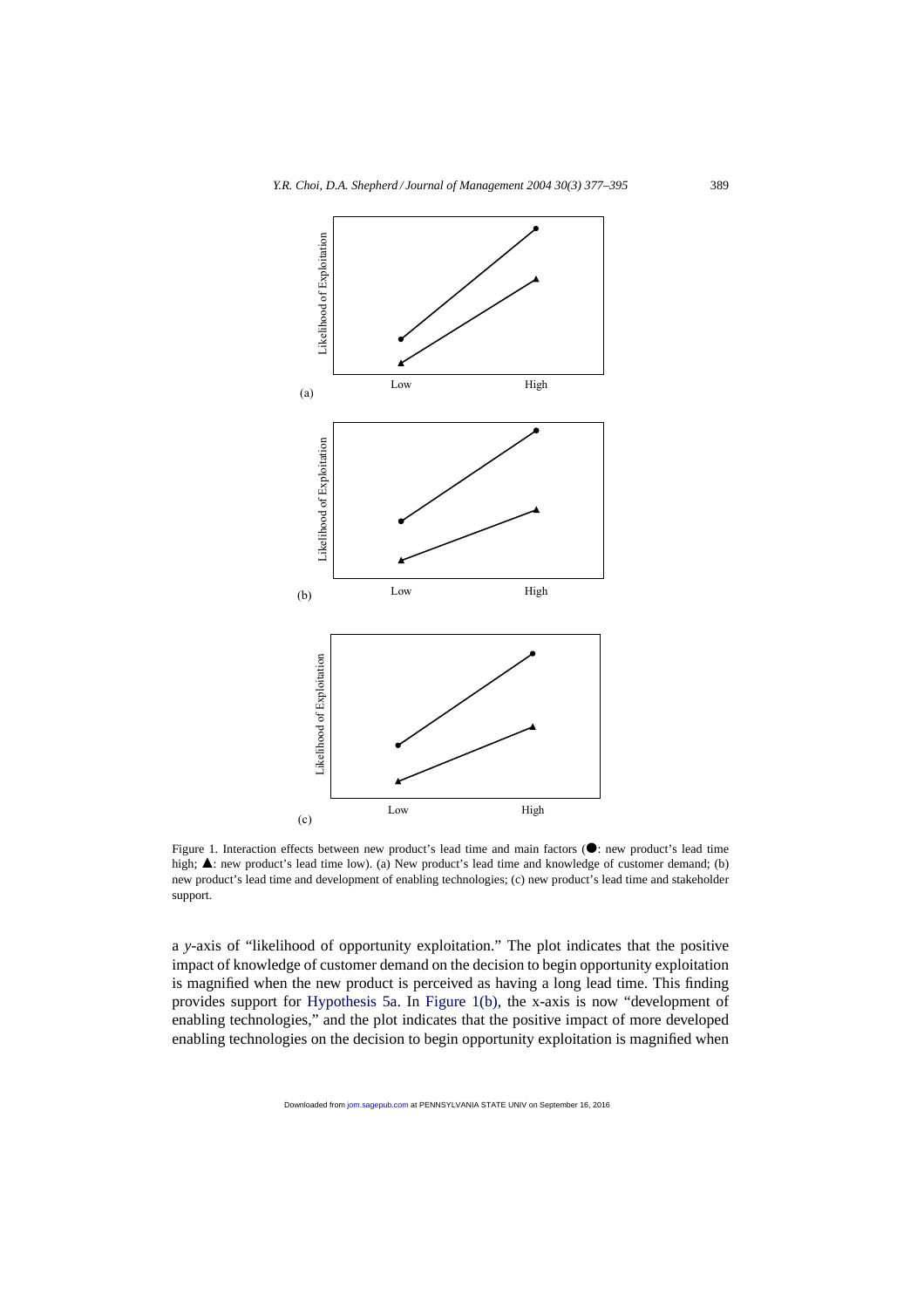Figure 1. Interaction effects between new product's lead time and main factors (●: new product's lead time high; ▲: new product's lead time low). (a) New product's lead time and knowledge of customer demand; (b) new product's lead time and development of enabling technologies; (c) new product's lead time and stakeholder support.

a *y*-axis of "likelihood of opportunity exploitation." The plot indicates that the positive impact of knowledge of customer demand on the decision to begin opportunity exploitation is magnified when the new product is perceived as having a long lead time. This finding provides support for Hypothesis 5a. In Figure 1(b), the x-axis is now "development of enabling technologies," and the plot indicates that the positive impact of more developed enabling technologies on the decision to begin opportunity exploitation is magnified when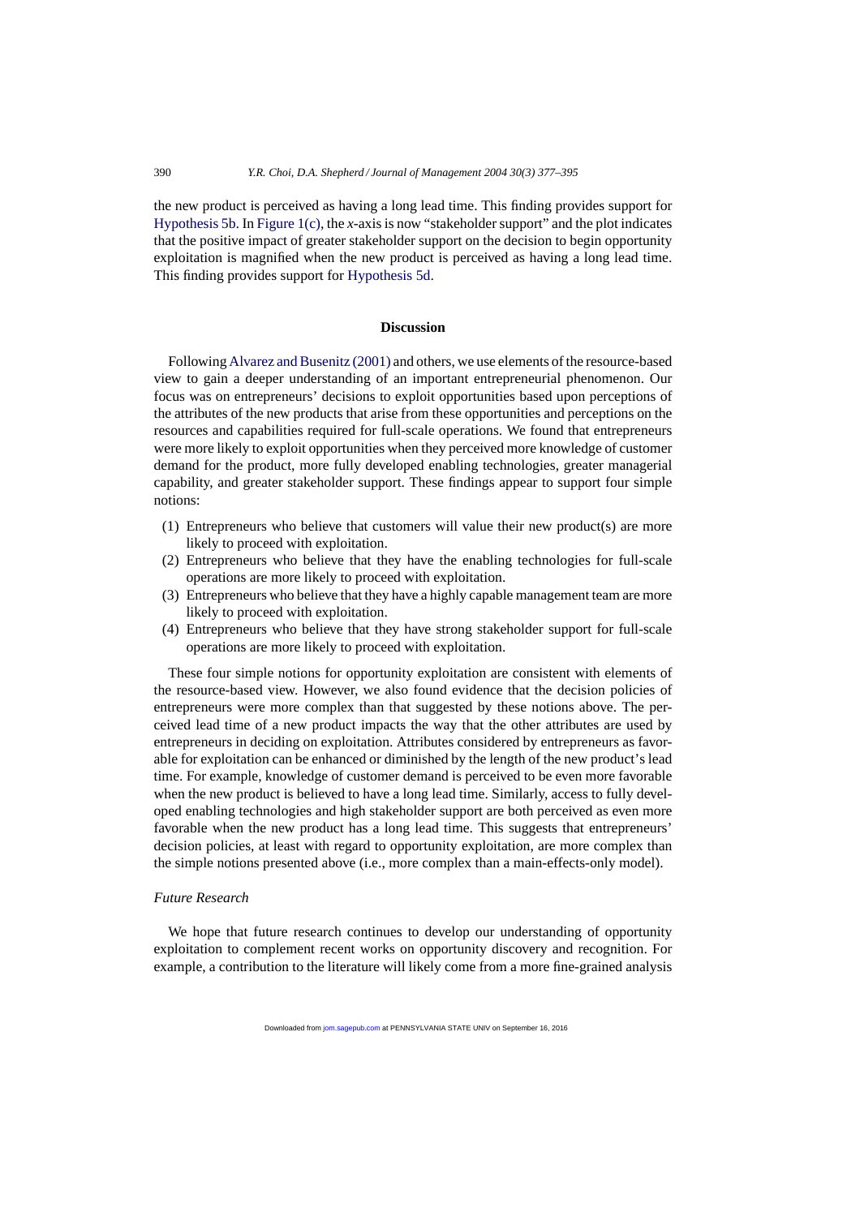the new product is perceived as having a long lead time. This finding provides support for Hypothesis 5b. In Figure 1(c), the *x*-axis is now "stakeholder support" and the plot indicates that the positive impact of greater stakeholder support on the decision to begin opportunity exploitation is magnified when the new product is perceived as having a long lead time. This finding provides support for Hypothesis 5d.

## Discussion

Following Alvarez and Busenitz (2001) and others, we use elements of the resource-based view to gain a deeper understanding of an important entrepreneurial phenomenon. Our focus was on entrepreneurs' decisions to exploit opportunities based upon perceptions of the attributes of the new products that arise from these opportunities and perceptions on the resources and capabilities required for full-scale operations. We found that entrepreneurs were more likely to exploit opportunities when they perceived more knowledge of customer demand for the product, more fully developed enabling technologies, greater managerial capability, and greater stakeholder support. These findings appear to support four simple notions:

(1) Entrepreneurs who believe that customers will value their new product(s) are more likely to proceed with exploitation.
(2) Entrepreneurs who believe that they have the enabling technologies for full-scale operations are more likely to proceed with exploitation.
(3) Entrepreneurs who believe that they have a highly capable management team are more likely to proceed with exploitation.
(4) Entrepreneurs who believe that they have strong stakeholder support for full-scale operations are more likely to proceed with exploitation.

These four simple notions for opportunity exploitation are consistent with elements of the resource-based view. However, we also found evidence that the decision policies of entrepreneurs were more complex than that suggested by these notions above. The perceived lead time of a new product impacts the way that the other attributes are used by entrepreneurs in deciding on exploitation. Attributes considered by entrepreneurs as favorable for exploitation can be enhanced or diminished by the length of the new product's lead time. For example, knowledge of customer demand is perceived to be even more favorable when the new product is believed to have a long lead time. Similarly, access to fully developed enabling technologies and high stakeholder support are both perceived as even more favorable when the new product has a long lead time. This suggests that entrepreneurs' decision policies, at least with regard to opportunity exploitation, are more complex than the simple notions presented above (i.e., more complex than a main-effects-only model).

### *Future Research*

We hope that future research continues to develop our understanding of opportunity exploitation to complement recent works on opportunity discovery and recognition. For example, a contribution to the literature will likely come from a more fine-grained analysis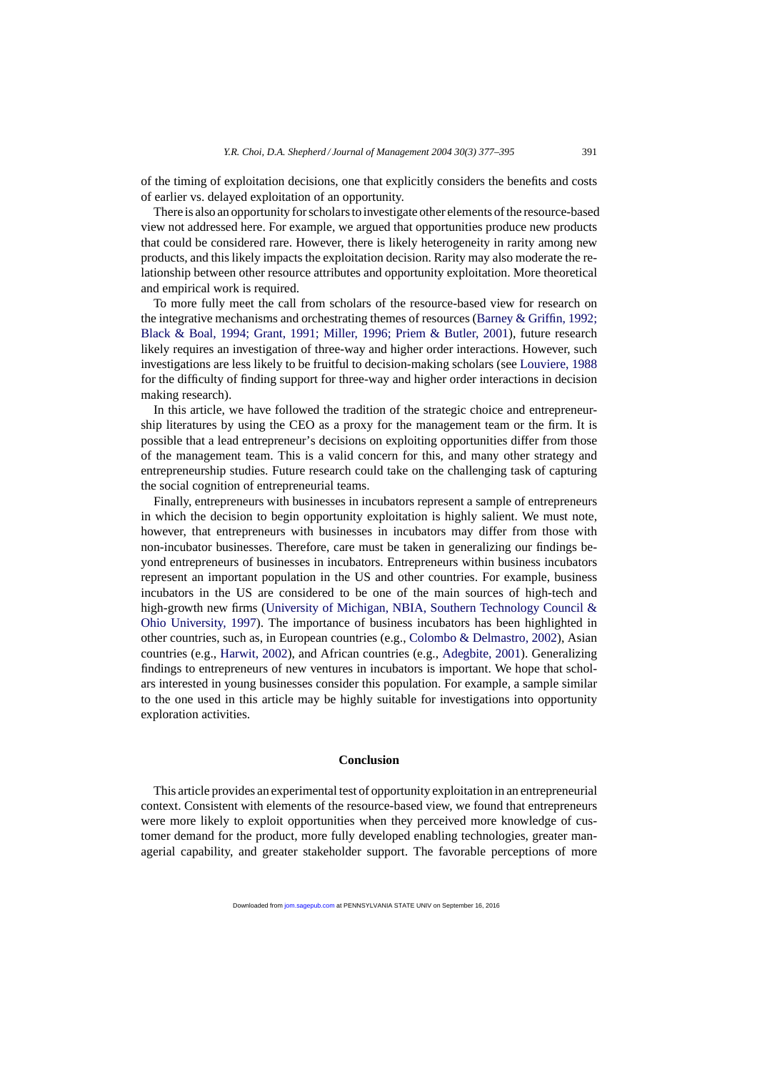of the timing of exploitation decisions, one that explicitly considers the benefits and costs of earlier vs. delayed exploitation of an opportunity.

There is also an opportunity for scholars to investigate other elements of the resource-based view not addressed here. For example, we argued that opportunities produce new products that could be considered rare. However, there is likely heterogeneity in rarity among new products, and this likely impacts the exploitation decision. Rarity may also moderate the relationship between other resource attributes and opportunity exploitation. More theoretical and empirical work is required.

To more fully meet the call from scholars of the resource-based view for research on the integrative mechanisms and orchestrating themes of resources (Barney & Griffin, 1992; Black & Boal, 1994; Grant, 1991; Miller, 1996; Priem & Butler, 2001), future research likely requires an investigation of three-way and higher order interactions. However, such investigations are less likely to be fruitful to decision-making scholars (see Louviere, 1988 for the difficulty of finding support for three-way and higher order interactions in decision making research).

In this article, we have followed the tradition of the strategic choice and entrepreneurship literatures by using the CEO as a proxy for the management team or the firm. It is possible that a lead entrepreneur's decisions on exploiting opportunities differ from those of the management team. This is a valid concern for this, and many other strategy and entrepreneurship studies. Future research could take on the challenging task of capturing the social cognition of entrepreneurial teams.

Finally, entrepreneurs with businesses in incubators represent a sample of entrepreneurs in which the decision to begin opportunity exploitation is highly salient. We must note, however, that entrepreneurs with businesses in incubators may differ from those with non-incubator businesses. Therefore, care must be taken in generalizing our findings beyond entrepreneurs of businesses in incubators. Entrepreneurs within business incubators represent an important population in the US and other countries. For example, business incubators in the US are considered to be one of the main sources of high-tech and high-growth new firms (University of Michigan, NBIA, Southern Technology Council & Ohio University, 1997). The importance of business incubators has been highlighted in other countries, such as, in European countries (e.g., Colombo & Delmastro, 2002), Asian countries (e.g., Harwit, 2002), and African countries (e.g., Adegbite, 2001). Generalizing findings to entrepreneurs of new ventures in incubators is important. We hope that scholars interested in young businesses consider this population. For example, a sample similar to the one used in this article may be highly suitable for investigations into opportunity exploration activities.

## Conclusion

This article provides an experimental test of opportunity exploitation in an entrepreneurial context. Consistent with elements of the resource-based view, we found that entrepreneurs were more likely to exploit opportunities when they perceived more knowledge of customer demand for the product, more fully developed enabling technologies, greater managerial capability, and greater stakeholder support. The favorable perceptions of more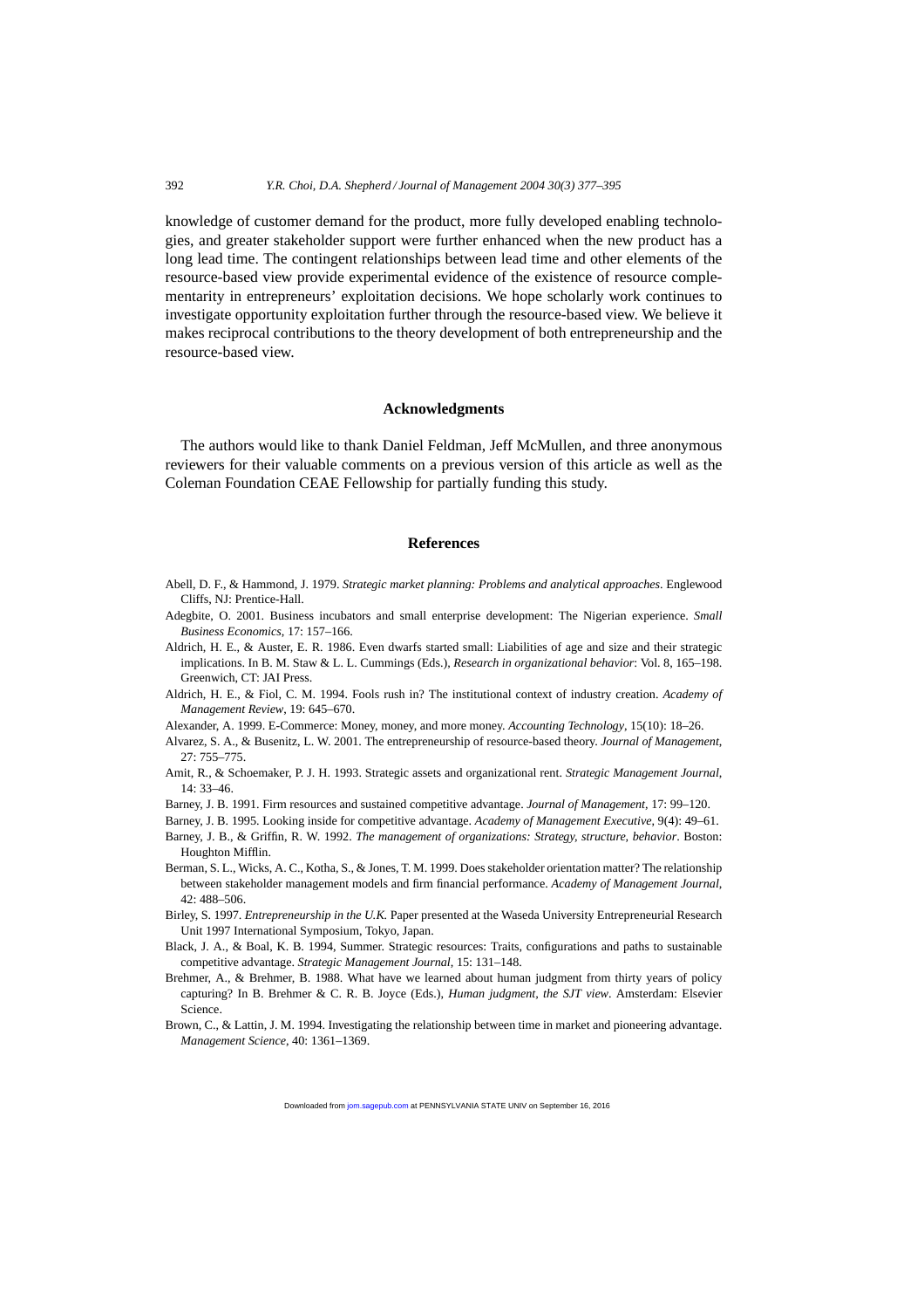knowledge of customer demand for the product, more fully developed enabling technologies, and greater stakeholder support were further enhanced when the new product has a long lead time. The contingent relationships between lead time and other elements of the resource-based view provide experimental evidence of the existence of resource complementarity in entrepreneurs' exploitation decisions. We hope scholarly work continues to investigate opportunity exploitation further through the resource-based view. We believe it makes reciprocal contributions to the theory development of both entrepreneurship and the resource-based view.

## Acknowledgments

The authors would like to thank Daniel Feldman, Jeff McMullen, and three anonymous reviewers for their valuable comments on a previous version of this article as well as the Coleman Foundation CEAE Fellowship for partially funding this study.

## References

Abell, D. F., & Hammond, J. 1979. *Strategic market planning: Problems and analytical approaches*. Englewood Cliffs, NJ: Prentice-Hall.

Adegbite, O. 2001. Business incubators and small enterprise development: The Nigerian experience. *Small Business Economics*, 17: 157–166.

Aldrich, H. E., & Auster, E. R. 1986. Even dwarfs started small: Liabilities of age and size and their strategic implications. In B. M. Staw & L. L. Cummings (Eds.), *Research in organizational behavior*: Vol. 8, 165–198. Greenwich, CT: JAI Press.

Aldrich, H. E., & Fiol, C. M. 1994. Fools rush in? The institutional context of industry creation. *Academy of Management Review*, 19: 645–670.

Alexander, A. 1999. E-Commerce: Money, money, and more money. *Accounting Technology*, 15(10): 18–26.

Alvarez, S. A., & Busenitz, L. W. 2001. The entrepreneurship of resource-based theory. *Journal of Management*, 27: 755–775.

Amit, R., & Schoemaker, P. J. H. 1993. Strategic assets and organizational rent. *Strategic Management Journal*, 14: 33–46.

Barney, J. B. 1991. Firm resources and sustained competitive advantage. *Journal of Management*, 17: 99–120.

Barney, J. B. 1995. Looking inside for competitive advantage. *Academy of Management Executive*, 9(4): 49–61.

Barney, J. B., & Griffin, R. W. 1992. *The management of organizations: Strategy, structure, behavior*. Boston: Houghton Mifflin.

Berman, S. L., Wicks, A. C., Kotha, S., & Jones, T. M. 1999. Does stakeholder orientation matter? The relationship between stakeholder management models and firm financial performance. *Academy of Management Journal*, 42: 488–506.

Birley, S. 1997. *Entrepreneurship in the U.K.* Paper presented at the Waseda University Entrepreneurial Research Unit 1997 International Symposium, Tokyo, Japan.

Black, J. A., & Boal, K. B. 1994, Summer. Strategic resources: Traits, configurations and paths to sustainable competitive advantage. *Strategic Management Journal*, 15: 131–148.

Brehmer, A., & Brehmer, B. 1988. What have we learned about human judgment from thirty years of policy capturing? In B. Brehmer & C. R. B. Joyce (Eds.), *Human judgment, the SJT view*. Amsterdam: Elsevier Science.

Brown, C., & Lattin, J. M. 1994. Investigating the relationship between time in market and pioneering advantage. *Management Science*, 40: 1361–1369.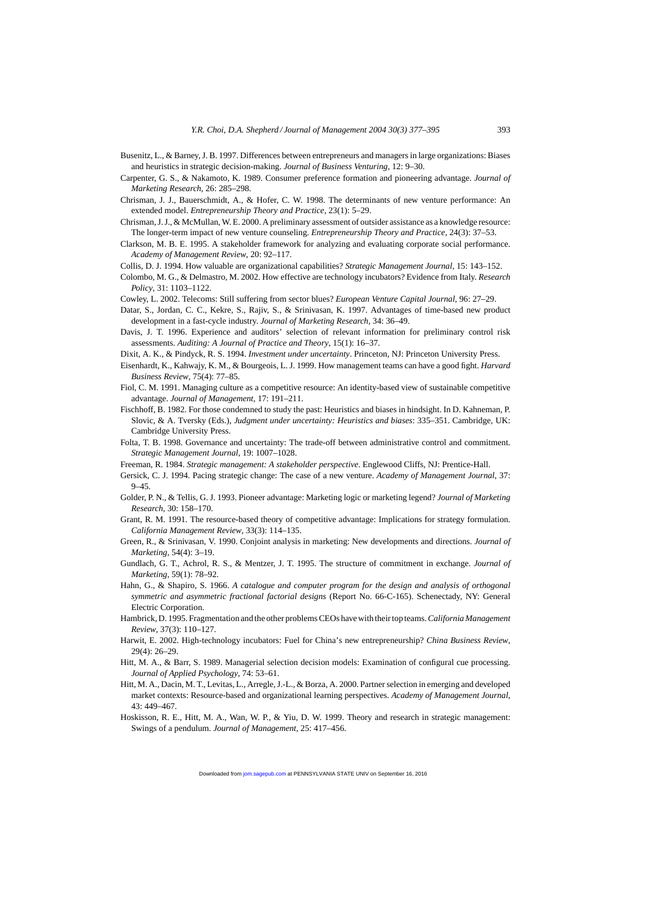Busenitz, L., & Barney, J. B. 1997. Differences between entrepreneurs and managers in large organizations: Biases and heuristics in strategic decision-making. *Journal of Business Venturing*, 12: 9–30.

Carpenter, G. S., & Nakamoto, K. 1989. Consumer preference formation and pioneering advantage. *Journal of Marketing Research*, 26: 285–298.

Chrisman, J. J., Bauerschmidt, A., & Hofer, C. W. 1998. The determinants of new venture performance: An extended model. *Entrepreneurship Theory and Practice*, 23(1): 5–29.

Chrisman, J. J., & McMullan, W. E. 2000. A preliminary assessment of outsider assistance as a knowledge resource: The longer-term impact of new venture counseling. *Entrepreneurship Theory and Practice*, 24(3): 37–53.

Clarkson, M. B. E. 1995. A stakeholder framework for analyzing and evaluating corporate social performance. *Academy of Management Review*, 20: 92–117.

Collis, D. J. 1994. How valuable are organizational capabilities? *Strategic Management Journal*, 15: 143–152.

Colombo, M. G., & Delmastro, M. 2002. How effective are technology incubators? Evidence from Italy. *Research Policy*, 31: 1103–1122.

Cowley, L. 2002. Telecoms: Still suffering from sector blues? *European Venture Capital Journal*, 96: 27–29.

Datar, S., Jordan, C. C., Kekre, S., Rajiv, S., & Srinivasan, K. 1997. Advantages of time-based new product development in a fast-cycle industry. *Journal of Marketing Research*, 34: 36–49.

Davis, J. T. 1996. Experience and auditors' selection of relevant information for preliminary control risk assessments. *Auditing: A Journal of Practice and Theory*, 15(1): 16–37.

Dixit, A. K., & Pindyck, R. S. 1994. *Investment under uncertainty*. Princeton, NJ: Princeton University Press.

Eisenhardt, K., Kahwajy, K. M., & Bourgeois, L. J. 1999. How management teams can have a good fight. *Harvard Business Review*, 75(4): 77–85.

Fiol, C. M. 1991. Managing culture as a competitive resource: An identity-based view of sustainable competitive advantage. *Journal of Management*, 17: 191–211.

Fischhoff, B. 1982. For those condemned to study the past: Heuristics and biases in hindsight. In D. Kahneman, P. Slovic, & A. Tversky (Eds.), *Judgment under uncertainty: Heuristics and biases*: 335–351. Cambridge, UK: Cambridge University Press.

Folta, T. B. 1998. Governance and uncertainty: The trade-off between administrative control and commitment. *Strategic Management Journal*, 19: 1007–1028.

Freeman, R. 1984. *Strategic management: A stakeholder perspective*. Englewood Cliffs, NJ: Prentice-Hall.

Gersick, C. J. 1994. Pacing strategic change: The case of a new venture. *Academy of Management Journal*, 37: 9–45.

Golder, P. N., & Tellis, G. J. 1993. Pioneer advantage: Marketing logic or marketing legend? *Journal of Marketing Research*, 30: 158–170.

Grant, R. M. 1991. The resource-based theory of competitive advantage: Implications for strategy formulation. *California Management Review*, 33(3): 114–135.

Green, R., & Srinivasan, V. 1990. Conjoint analysis in marketing: New developments and directions. *Journal of Marketing*, 54(4): 3–19.

Gundlach, G. T., Achrol, R. S., & Mentzer, J. T. 1995. The structure of commitment in exchange. *Journal of Marketing*, 59(1): 78–92.

Hahn, G., & Shapiro, S. 1966. *A catalogue and computer program for the design and analysis of orthogonal symmetric and asymmetric fractional factorial designs* (Report No. 66-C-165). Schenectady, NY: General Electric Corporation.

Hambrick, D. 1995. Fragmentation and the other problems CEOs have with their top teams. *California Management Review*, 37(3): 110–127.

Harwit, E. 2002. High-technology incubators: Fuel for China's new entrepreneurship? *China Business Review*, 29(4): 26–29.

Hitt, M. A., & Barr, S. 1989. Managerial selection decision models: Examination of configural cue processing. *Journal of Applied Psychology*, 74: 53–61.

Hitt, M. A., Dacin, M. T., Levitas, L., Arregle, J.-L., & Borza, A. 2000. Partner selection in emerging and developed market contexts: Resource-based and organizational learning perspectives. *Academy of Management Journal*, 43: 449–467.

Hoskisson, R. E., Hitt, M. A., Wan, W. P., & Yiu, D. W. 1999. Theory and research in strategic management: Swings of a pendulum. *Journal of Management*, 25: 417–456.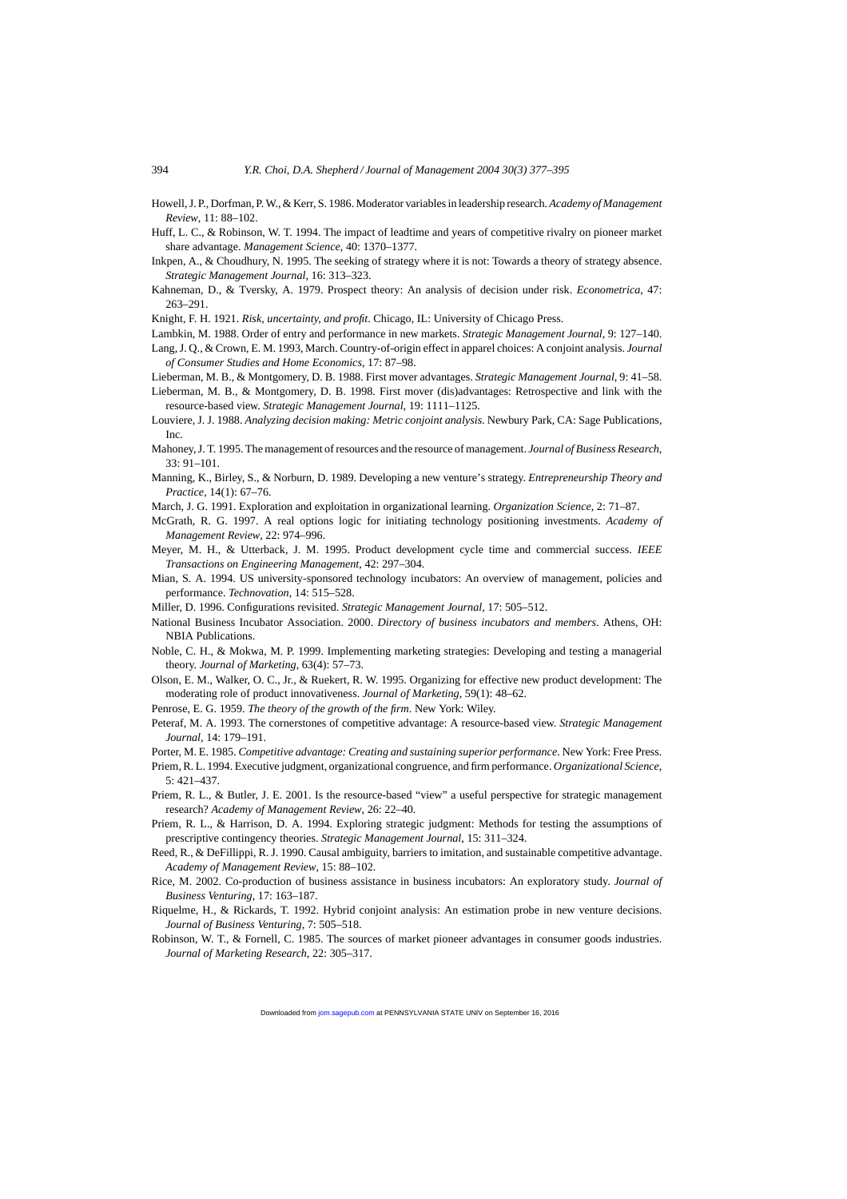Howell, J. P., Dorfman, P. W., & Kerr, S. 1986. Moderator variables in leadership research. *Academy of Management Review*, 11: 88–102.

Huff, L. C., & Robinson, W. T. 1994. The impact of leadtime and years of competitive rivalry on pioneer market share advantage. *Management Science*, 40: 1370–1377.

Inkpen, A., & Choudhury, N. 1995. The seeking of strategy where it is not: Towards a theory of strategy absence. *Strategic Management Journal*, 16: 313–323.

Kahneman, D., & Tversky, A. 1979. Prospect theory: An analysis of decision under risk. *Econometrica*, 47: 263–291.

Knight, F. H. 1921. *Risk, uncertainty, and profit*. Chicago, IL: University of Chicago Press.

Lambkin, M. 1988. Order of entry and performance in new markets. *Strategic Management Journal*, 9: 127–140.

Lang, J. Q., & Crown, E. M. 1993, March. Country-of-origin effect in apparel choices: A conjoint analysis. *Journal of Consumer Studies and Home Economics*, 17: 87–98.

Lieberman, M. B., & Montgomery, D. B. 1988. First mover advantages. *Strategic Management Journal*, 9: 41–58.

Lieberman, M. B., & Montgomery, D. B. 1998. First mover (dis)advantages: Retrospective and link with the resource-based view. *Strategic Management Journal*, 19: 1111–1125.

Louviere, J. J. 1988. *Analyzing decision making: Metric conjoint analysis*. Newbury Park, CA: Sage Publications, Inc.

Mahoney, J. T. 1995. The management of resources and the resource of management. *Journal of Business Research*, 33: 91–101.

Manning, K., Birley, S., & Norburn, D. 1989. Developing a new venture's strategy. *Entrepreneurship Theory and Practice*, 14(1): 67–76.

March, J. G. 1991. Exploration and exploitation in organizational learning. *Organization Science*, 2: 71–87.

McGrath, R. G. 1997. A real options logic for initiating technology positioning investments. *Academy of Management Review*, 22: 974–996.

Meyer, M. H., & Utterback, J. M. 1995. Product development cycle time and commercial success. *IEEE Transactions on Engineering Management*, 42: 297–304.

Mian, S. A. 1994. US university-sponsored technology incubators: An overview of management, policies and performance. *Technovation*, 14: 515–528.

Miller, D. 1996. Configurations revisited. *Strategic Management Journal*, 17: 505–512.

National Business Incubator Association. 2000. *Directory of business incubators and members*. Athens, OH: NBIA Publications.

Noble, C. H., & Mokwa, M. P. 1999. Implementing marketing strategies: Developing and testing a managerial theory. *Journal of Marketing*, 63(4): 57–73.

Olson, E. M., Walker, O. C., Jr., & Ruekert, R. W. 1995. Organizing for effective new product development: The moderating role of product innovativeness. *Journal of Marketing*, 59(1): 48–62.

Penrose, E. G. 1959. *The theory of the growth of the firm*. New York: Wiley.

Peteraf, M. A. 1993. The cornerstones of competitive advantage: A resource-based view. *Strategic Management Journal*, 14: 179–191.

Porter, M. E. 1985. *Competitive advantage: Creating and sustaining superior performance*. New York: Free Press.

Priem, R. L. 1994. Executive judgment, organizational congruence, and firm performance. *Organizational Science*, 5: 421–437.

Priem, R. L., & Butler, J. E. 2001. Is the resource-based "view" a useful perspective for strategic management research? *Academy of Management Review*, 26: 22–40.

Priem, R. L., & Harrison, D. A. 1994. Exploring strategic judgment: Methods for testing the assumptions of prescriptive contingency theories. *Strategic Management Journal*, 15: 311–324.

Reed, R., & DeFillippi, R. J. 1990. Causal ambiguity, barriers to imitation, and sustainable competitive advantage. *Academy of Management Review*, 15: 88–102.

Rice, M. 2002. Co-production of business assistance in business incubators: An exploratory study. *Journal of Business Venturing*, 17: 163–187.

Riquelme, H., & Rickards, T. 1992. Hybrid conjoint analysis: An estimation probe in new venture decisions. *Journal of Business Venturing*, 7: 505–518.

Robinson, W. T., & Fornell, C. 1985. The sources of market pioneer advantages in consumer goods industries. *Journal of Marketing Research*, 22: 305–317.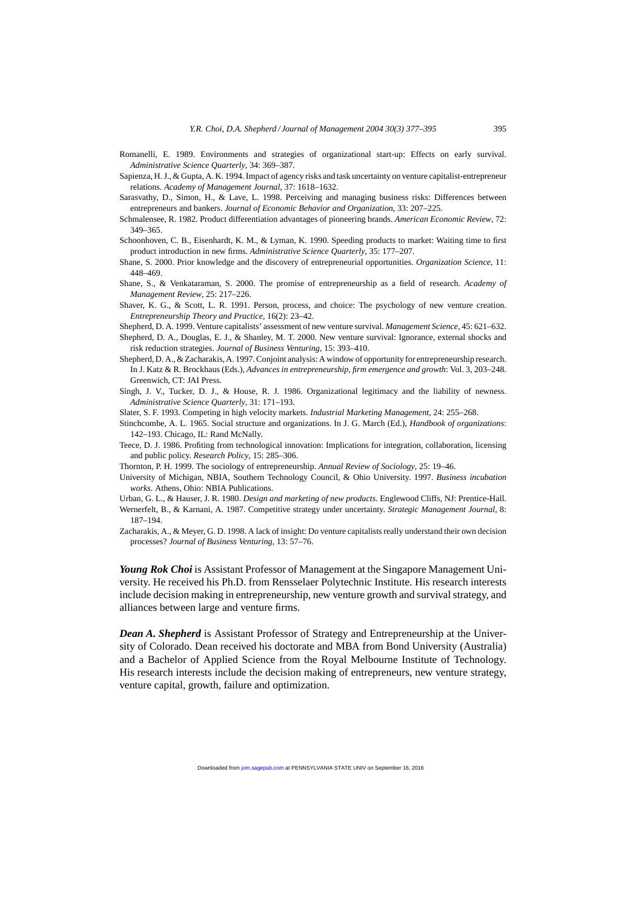Romanelli, E. 1989. Environments and strategies of organizational start-up: Effects on early survival. *Administrative Science Quarterly*, 34: 369–387.

Sapienza, H. J., & Gupta, A. K. 1994. Impact of agency risks and task uncertainty on venture capitalist-entrepreneur relations. *Academy of Management Journal*, 37: 1618–1632.

Sarasvathy, D., Simon, H., & Lave, L. 1998. Perceiving and managing business risks: Differences between entrepreneurs and bankers. *Journal of Economic Behavior and Organization*, 33: 207–225.

Schmalensee, R. 1982. Product differentiation advantages of pioneering brands. *American Economic Review*, 72: 349–365.

Schoonhoven, C. B., Eisenhardt, K. M., & Lyman, K. 1990. Speeding products to market: Waiting time to first product introduction in new firms. *Administrative Science Quarterly*, 35: 177–207.

Shane, S. 2000. Prior knowledge and the discovery of entrepreneurial opportunities. *Organization Science*, 11: 448–469.

Shane, S., & Venkataraman, S. 2000. The promise of entrepreneurship as a field of research. *Academy of Management Review*, 25: 217–226.

Shaver, K. G., & Scott, L. R. 1991. Person, process, and choice: The psychology of new venture creation. *Entrepreneurship Theory and Practice*, 16(2): 23–42.

Shepherd, D. A. 1999. Venture capitalists' assessment of new venture survival. *Management Science*, 45: 621–632.

Shepherd, D. A., Douglas, E. J., & Shanley, M. T. 2000. New venture survival: Ignorance, external shocks and risk reduction strategies. *Journal of Business Venturing*, 15: 393–410.

Shepherd, D. A., & Zacharakis, A. 1997. Conjoint analysis: A window of opportunity for entrepreneurship research. In J. Katz & R. Brockhaus (Eds.), *Advances in entrepreneurship, firm emergence and growth*: Vol. 3, 203–248. Greenwich, CT: JAI Press.

Singh, J. V., Tucker, D. J., & House, R. J. 1986. Organizational legitimacy and the liability of newness. *Administrative Science Quarterly*, 31: 171–193.

Slater, S. F. 1993. Competing in high velocity markets. *Industrial Marketing Management*, 24: 255–268.

Stinchcombe, A. L. 1965. Social structure and organizations. In J. G. March (Ed.), *Handbook of organizations*: 142–193. Chicago, IL: Rand McNally.

Teece, D. J. 1986. Profiting from technological innovation: Implications for integration, collaboration, licensing and public policy. *Research Policy*, 15: 285–306.

Thornton, P. H. 1999. The sociology of entrepreneurship. *Annual Review of Sociology*, 25: 19–46.

University of Michigan, NBIA, Southern Technology Council, & Ohio University. 1997. *Business incubation works*. Athens, Ohio: NBIA Publications.

Urban, G. L., & Hauser, J. R. 1980. *Design and marketing of new products*. Englewood Cliffs, NJ: Prentice-Hall.

Wernerfelt, B., & Karnani, A. 1987. Competitive strategy under uncertainty. *Strategic Management Journal*, 8: 187–194.

Zacharakis, A., & Meyer, G. D. 1998. A lack of insight: Do venture capitalists really understand their own decision processes? *Journal of Business Venturing*, 13: 57–76.

***Young Rok Choi*** is Assistant Professor of Management at the Singapore Management University. He received his Ph.D. from Rensselaer Polytechnic Institute. His research interests include decision making in entrepreneurship, new venture growth and survival strategy, and alliances between large and venture firms.

***Dean A. Shepherd*** is Assistant Professor of Strategy and Entrepreneurship at the University of Colorado. Dean received his doctorate and MBA from Bond University (Australia) and a Bachelor of Applied Science from the Royal Melbourne Institute of Technology. His research interests include the decision making of entrepreneurs, new venture strategy, venture capital, growth, failure and optimization.